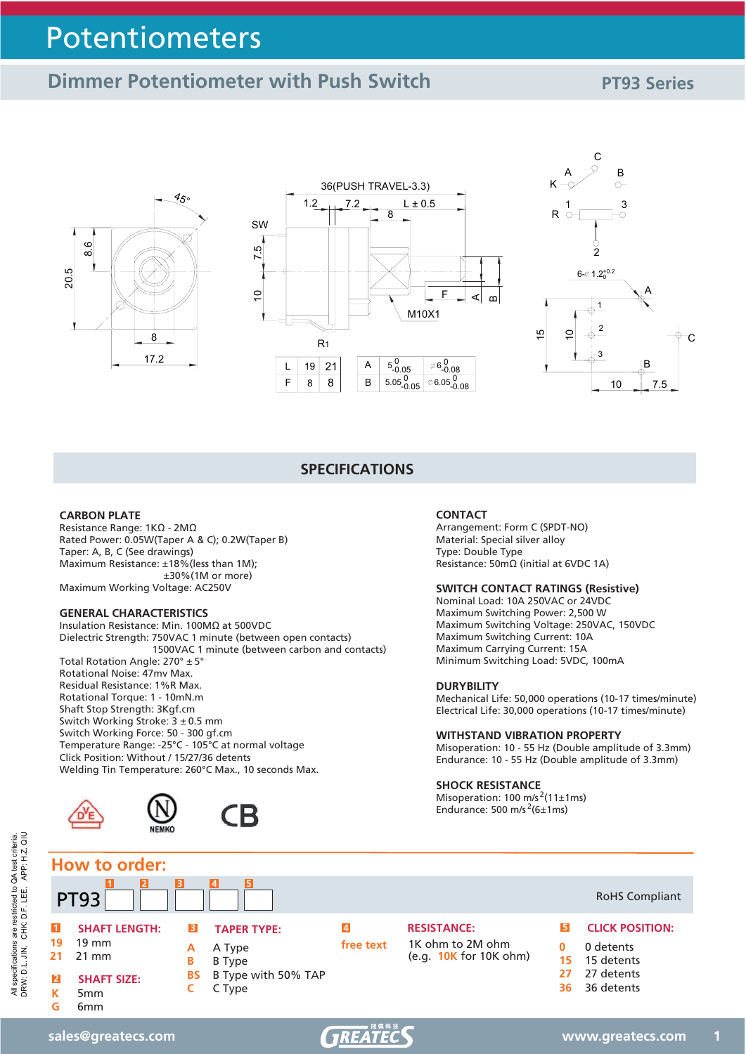# Potentiometers

## Dimmer Potentiometer with Push Switch

PT93 Series

| L | 19 | 21 |
|---|---|---|
| F | 8 | 8 |

| A | $5^{0}_{-0.05}$ | $\varnothing 6^{0}_{-0.08}$ |
|---|---|---|
| B | $5.05^{0}_{-0.05}$ | $\varnothing 6.05^{0}_{-0.08}$ |

## SPECIFICATIONS

### CARBON PLATE

Resistance Range: 1KΩ - 2MΩ
Rated Power: 0.05W(Taper A & C); 0.2W(Taper B)
Taper: A, B, C (See drawings)
Maximum Resistance: ±18%(less than 1M);
±30%(1M or more)
Maximum Working Voltage: AC250V

### GENERAL CHARACTERISTICS

Insulation Resistance: Min. 100MΩ at 500VDC
Dielectric Strength: 750VAC 1 minute (between open contacts)
1500VAC 1 minute (between carbon and contacts)
Total Rotation Angle: 270° ± 5°
Rotational Noise: 47mv Max.
Residual Resistance: 1%R Max.
Rotational Torque: 1 - 10mN.m
Shaft Stop Strength: 3Kgf.cm
Switch Working Stroke: 3 ± 0.5 mm
Switch Working Force: 50 - 300 gf.cm
Temperature Range: -25°C - 105°C at normal voltage
Click Position: Without / 15/27/36 detents
Welding Tin Temperature: 260°C Max., 10 seconds Max.

### CONTACT

Arrangement: Form C (SPDT-NO)
Material: Special silver alloy
Type: Double Type
Resistance: 50mΩ (initial at 6VDC 1A)

### SWITCH CONTACT RATINGS (Resistive)

Nominal Load: 10A 250VAC or 24VDC
Maximum Switching Power: 2,500 W
Maximum Switching Voltage: 250VAC, 150VDC
Maximum Switching Current: 10A
Maximum Carrying Current: 15A
Minimum Switching Load: 5VDC, 100mA

### DURYBILITY

Mechanical Life: 50,000 operations (10-17 times/minute)
Electrical Life: 30,000 operations (10-17 times/minute)

### WITHSTAND VIBRATION PROPERTY

Misoperation: 10 - 55 Hz (Double amplitude of 3.3mm)
Endurance: 10 - 55 Hz (Double amplitude of 3.3mm)

### SHOCK RESISTANCE

Misoperation: 100 $m/s^2$(11±1ms)
Endurance: 500 $m/s^2$(6±1ms)

## How to order:

PT93 [1] [2] [3] [4] [5] — RoHS Compliant

**1 SHAFT LENGTH:**
- 19 — 19 mm
- 21 — 21 mm

**2 SHAFT SIZE:**
- K — 5mm
- G — 6mm

**3 TAPER TYPE:**
- A — A Type
- B — B Type
- BS — B Type with 50% TAP
- C — C Type

**4 RESISTANCE:**
- free text — 1K ohm to 2M ohm (e.g. 10K for 10K ohm)

**5 CLICK POSITION:**
- 0 — 0 detents
- 15 — 15 detents
- 27 — 27 detents
- 36 — 36 detents

All specifications are restricted to QA test criteria.
DRW: D.L. JIN, CHK: D.F. LEE, APP: H.Z. QIU

sales@greatecs.com www.greatecs.com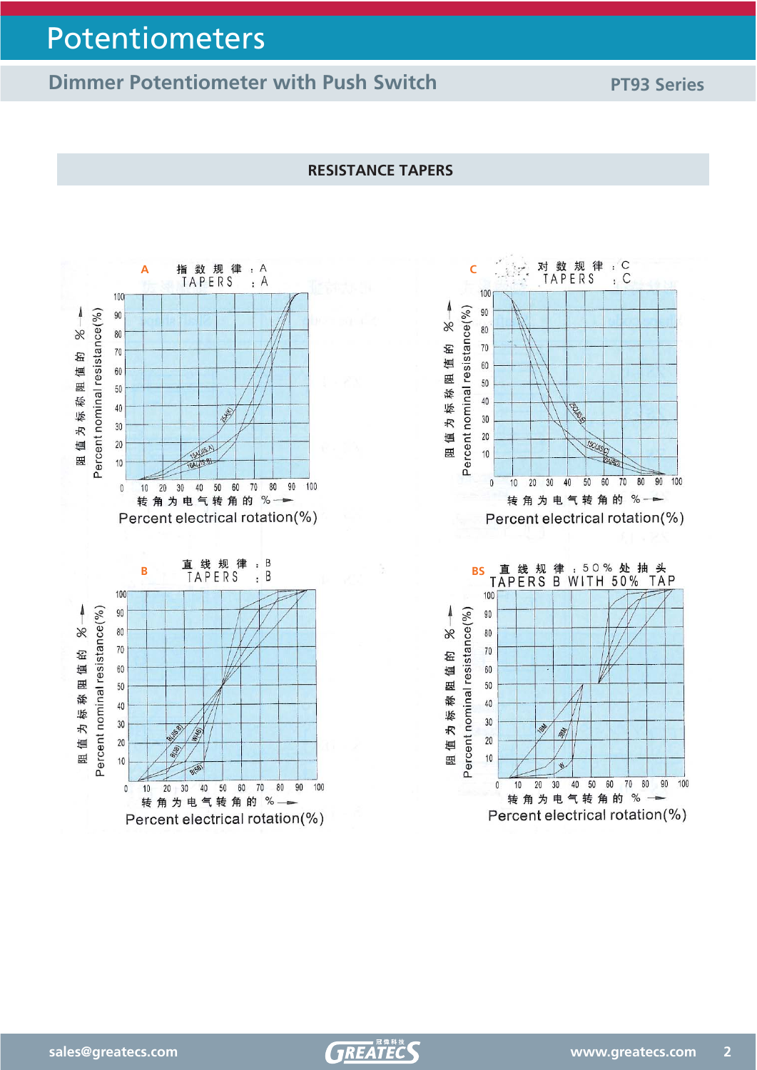# Potentiometers

## Dimmer Potentiometer with Push Switch

PT93 Series

### RESISTANCE TAPERS

A 指 数 规 律 ：A
TAPERS ：A

阻 值 为 标 称 阻 值 的 % →
Percent nominal resistance(%)

100 90 80 70 60 50 40 30 20 10 0

10 20 30 40 50 60 70 80 90 100

25A(K)
15A(JIS A)
10A(JIS B)

转 角 为 电 气 转 角 的 % →
Percent electrical rotation(%)

C 对 数 规 律 ：C
TAPERS ：C

阻 值 为 标 称 阻 值 的 % →
Percent nominal resistance(%)

100 90 80 70 60 50 40 30 20 10 0

10 20 30 40 50 60 70 80 90 100

25C(JIS B)
15C(JIS C)
10C(RO)

转 角 为 电 气 转 角 的 % →
Percent electrical rotation(%)

B 直 线 规 律 ：B
TAPERS ：B

阻 值 为 标 称 阻 值 的 % →
Percent nominal resistance(%)

100 90 80 70 60 50 40 30 20 10 0

10 20 30 40 50 60 70 80 90 100

B(JIS B)
W(4S)
B(3B)
B(5B)

转 角 为 电 气 转 角 的 % →
Percent electrical rotation(%)

BS 直 线 规 律 ：50% 处 抽 头
TAPERS B WITH 50% TAP

阻 值 为 标 称 阻 值 的 % →
Percent nominal resistance(%)

100 90 80 70 60 50 40 30 20 10 0

10 20 30 40 50 60 70 80 90 100

10M
38M
W

转 角 为 电 气 转 角 的 % →
Percent electrical rotation(%)